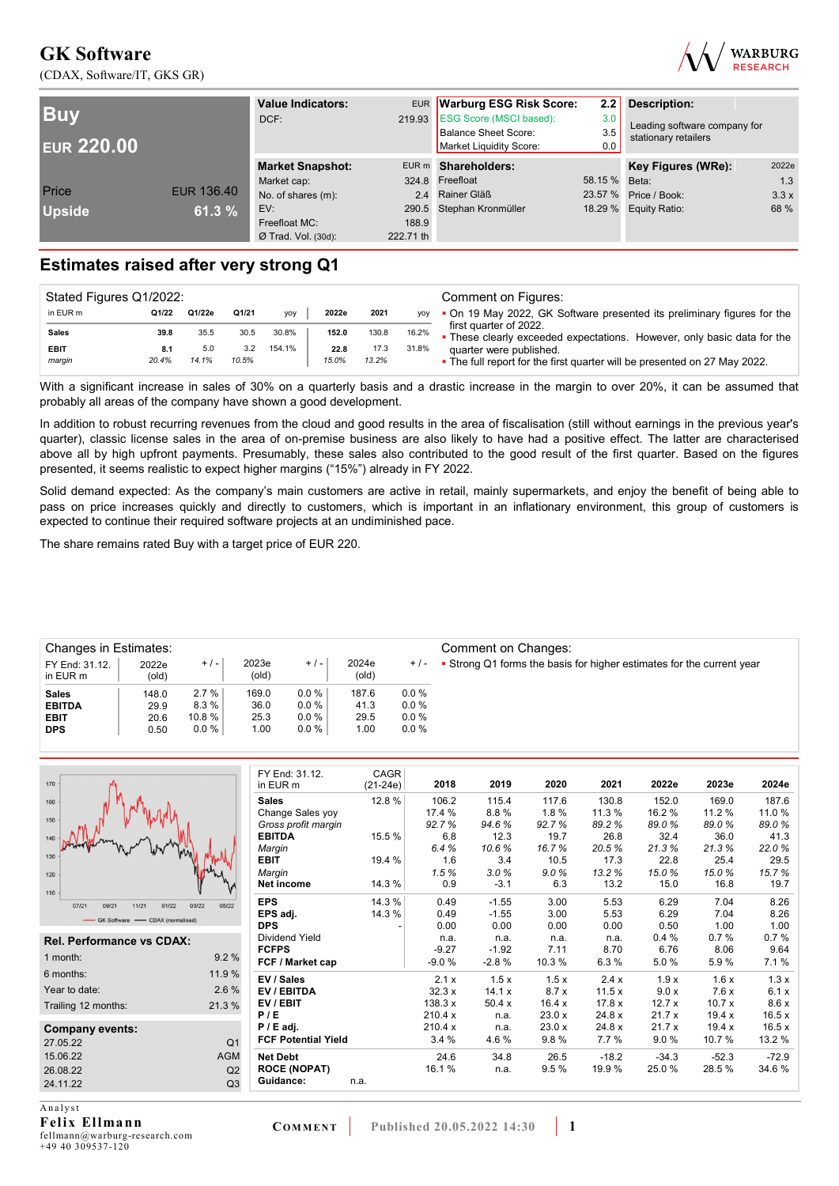# GK Software

(CDAX, Software/IT, GKS GR)

WARBURG RESEARCH

| **Buy** | |
|---|---|
| **EUR 220.00** | |
| Price | EUR 136.40 |
| **Upside** | **61.3 %** |

| **Value Indicators:** | EUR |
|---|---|
| DCF: | 219.93 |

| **Warburg ESG Risk Score:** | **2.2** |
|---|---|
| ESG Score (MSCI based): | 3.0 |
| Balance Sheet Score: | 3.5 |
| Market Liquidity Score: | 0.0 |

**Description:**
Leading software company for stationary retailers

| **Market Snapshot:** | EUR m |
|---|---|
| Market cap: | 324.8 |
| No. of shares (m): | 2.4 |
| EV: | 290.5 |
| Freefloat MC: | 188.9 |
| Ø Trad. Vol. (30d): | 222.71 th |

| **Shareholders:** | |
|---|---|
| Freefloat | 58.15 % |
| Rainer Gläß | 23.57 % |
| Stephan Kronmüller | 18.29 % |

| **Key Figures (WRe):** | 2022e |
|---|---|
| Beta: | 1.3 |
| Price / Book: | 3.3 x |
| Equity Ratio: | 68 % |

## Estimates raised after very strong Q1

**Stated Figures Q1/2022:**

| in EUR m | Q1/22 | Q1/22e | Q1/21 | yoy | 2022e | 2021 | yoy |
|---|---|---|---|---|---|---|---|
| **Sales** | 39.8 | 35.5 | 30.5 | 30.8% | 152.0 | 130.8 | 16.2% |
| **EBIT** | 8.1 | 5.0 | 3.2 | 154.1% | 22.8 | 17.3 | 31.8% |
| *margin* | *20.4%* | *14.1%* | *10.5%* | | *15.0%* | *13.2%* | |

**Comment on Figures:**

- On 19 May 2022, GK Software presented its preliminary figures for the first quarter of 2022.
- These clearly exceeded expectations. However, only basic data for the quarter were published.
- The full report for the first quarter will be presented on 27 May 2022.

With a significant increase in sales of 30% on a quarterly basis and a drastic increase in the margin to over 20%, it can be assumed that probably all areas of the company have shown a good development.

In addition to robust recurring revenues from the cloud and good results in the area of fiscalisation (still without earnings in the previous year's quarter), classic license sales in the area of on-premise business are also likely to have had a positive effect. The latter are characterised above all by high upfront payments. Presumably, these sales also contributed to the good result of the first quarter. Based on the figures presented, it seems realistic to expect higher margins ("15%") already in FY 2022.

Solid demand expected: As the company's main customers are active in retail, mainly supermarkets, and enjoy the benefit of being able to pass on price increases quickly and directly to customers, which is important in an inflationary environment, this group of customers is expected to continue their required software projects at an undiminished pace.

The share remains rated Buy with a target price of EUR 220.

**Changes in Estimates:**

| FY End: 31.12. in EUR m | 2022e (old) | + / - | 2023e (old) | + / - | 2024e (old) | + / - |
|---|---|---|---|---|---|---|
| **Sales** | 148.0 | 2.7 % | 169.0 | 0.0 % | 187.6 | 0.0 % |
| **EBITDA** | 29.9 | 8.3 % | 36.0 | 0.0 % | 41.3 | 0.0 % |
| **EBIT** | 20.6 | 10.8 % | 25.3 | 0.0 % | 29.5 | 0.0 % |
| **DPS** | 0.50 | 0.0 % | 1.00 | 0.0 % | 1.00 | 0.0 % |

**Comment on Changes:**

- Strong Q1 forms the basis for higher estimates for the current year

| FY End: 31.12. in EUR m | CAGR (21-24e) | 2018 | 2019 | 2020 | 2021 | 2022e | 2023e | 2024e |
|---|---|---|---|---|---|---|---|---|
| **Sales** | 12.8 % | 106.2 | 115.4 | 117.6 | 130.8 | 152.0 | 169.0 | 187.6 |
| Change Sales yoy | | 17.4 % | 8.8 % | 1.8 % | 11.3 % | 16.2 % | 11.2 % | 11.0 % |
| *Gross profit margin* | | *92.7 %* | *94.6 %* | *92.7 %* | *89.2 %* | *89.0 %* | *89.0 %* | *89.0 %* |
| **EBITDA** | 15.5 % | 6.8 | 12.3 | 19.7 | 26.8 | 32.4 | 36.0 | 41.3 |
| *Margin* | | *6.4 %* | *10.6 %* | *16.7 %* | *20.5 %* | *21.3 %* | *21.3 %* | *22.0 %* |
| **EBIT** | 19.4 % | 1.6 | 3.4 | 10.5 | 17.3 | 22.8 | 25.4 | 29.5 |
| *Margin* | | *1.5 %* | *3.0 %* | *9.0 %* | *13.2 %* | *15.0 %* | *15.0 %* | *15.7 %* |
| **Net income** | 14.3 % | 0.9 | -3.1 | 6.3 | 13.2 | 15.0 | 16.8 | 19.7 |
| **EPS** | 14.3 % | 0.49 | -1.55 | 3.00 | 5.53 | 6.29 | 7.04 | 8.26 |
| **EPS adj.** | 14.3 % | 0.49 | -1.55 | 3.00 | 5.53 | 6.29 | 7.04 | 8.26 |
| **DPS** | - | 0.00 | 0.00 | 0.00 | 0.00 | 0.50 | 1.00 | 1.00 |
| Dividend Yield | | n.a. | n.a. | n.a. | n.a. | 0.4 % | 0.7 % | 0.7 % |
| **FCFPS** | | -9.27 | -1.92 | 7.11 | 8.70 | 6.76 | 8.06 | 9.64 |
| **FCF / Market cap** | | -9.0 % | -2.8 % | 10.3 % | 6.3 % | 5.0 % | 5.9 % | 7.1 % |
| **EV / Sales** | | 2.1 x | 1.5 x | 1.5 x | 2.4 x | 1.9 x | 1.6 x | 1.3 x |
| **EV / EBITDA** | | 32.3 x | 14.1 x | 8.7 x | 11.5 x | 9.0 x | 7.6 x | 6.1 x |
| **EV / EBIT** | | 138.3 x | 50.4 x | 16.4 x | 17.8 x | 12.7 x | 10.7 x | 8.6 x |
| **P / E** | | 210.4 x | n.a. | 23.0 x | 24.8 x | 21.7 x | 19.4 x | 16.5 x |
| **P / E adj.** | | 210.4 x | n.a. | 23.0 x | 24.8 x | 21.7 x | 19.4 x | 16.5 x |
| **FCF Potential Yield** | | 3.4 % | 4.6 % | 9.8 % | 7.7 % | 9.0 % | 10.7 % | 13.2 % |
| **Net Debt** | | 24.6 | 34.8 | 26.5 | -18.2 | -34.3 | -52.3 | -72.9 |
| **ROCE (NOPAT)** | | 16.1 % | n.a. | 9.5 % | 19.9 % | 25.0 % | 28.5 % | 34.6 % |
| **Guidance:** | n.a. | | | | | | | |

GK Software — CDAX (normalised)

| **Rel. Performance vs CDAX:** | |
|---|---|
| 1 month: | 9.2 % |
| 6 months: | 11.9 % |
| Year to date: | 2.6 % |
| Trailing 12 months: | 21.3 % |

| **Company events:** | |
|---|---|
| 27.05.22 | Q1 |
| 15.06.22 | AGM |
| 26.08.22 | Q2 |
| 24.11.22 | Q3 |

Analyst
**Felix Ellmann**
fellmann@warburg-research.com
+49 40 309537-120

COMMENT | Published 20.05.2022 14:30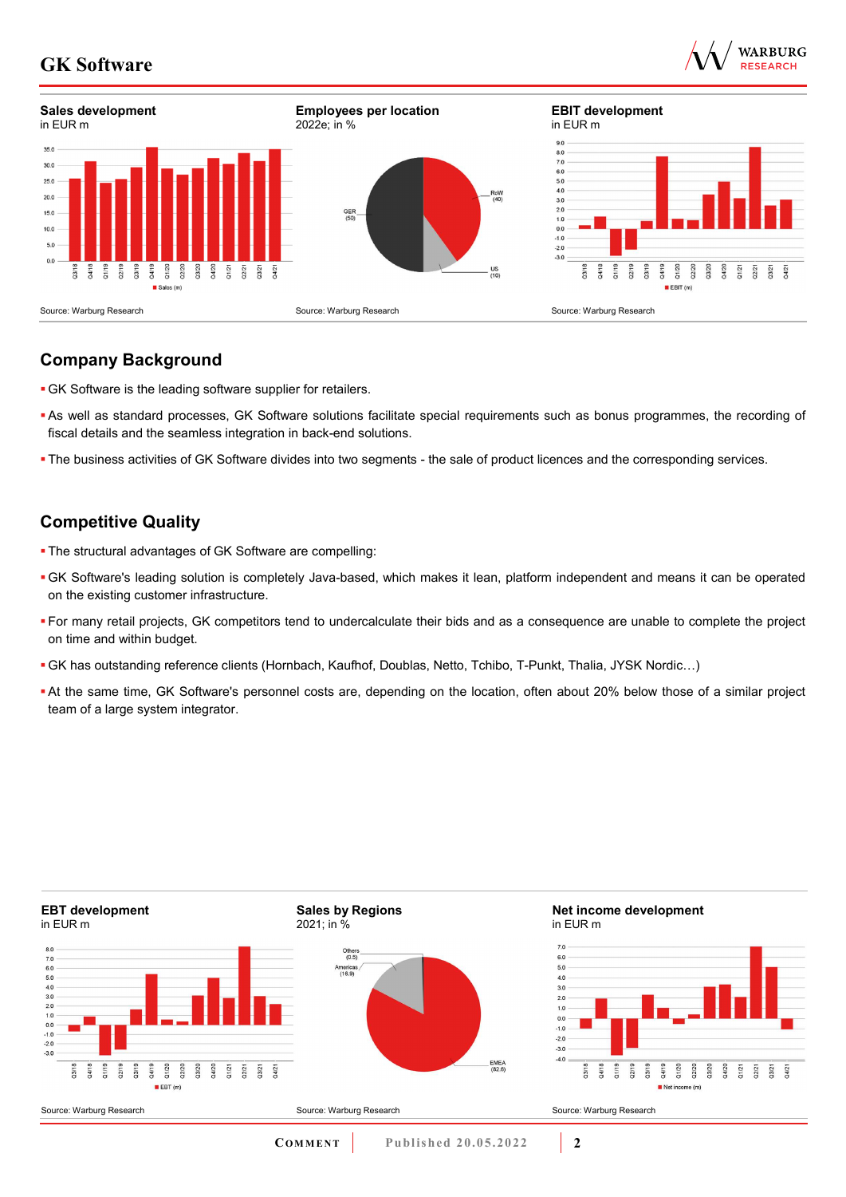**Sales development**
in EUR m

Source: Warburg Research

**Employees per location**
2022e; in %

Source: Warburg Research

**EBIT development**
in EUR m

Source: Warburg Research

## Company Background

- GK Software is the leading software supplier for retailers.
- As well as standard processes, GK Software solutions facilitate special requirements such as bonus programmes, the recording of fiscal details and the seamless integration in back-end solutions.
- The business activities of GK Software divides into two segments - the sale of product licences and the corresponding services.

## Competitive Quality

- The structural advantages of GK Software are compelling:
- GK Software's leading solution is completely Java-based, which makes it lean, platform independent and means it can be operated on the existing customer infrastructure.
- For many retail projects, GK competitors tend to undercalculate their bids and as a consequence are unable to complete the project on time and within budget.
- GK has outstanding reference clients (Hornbach, Kaufhof, Doublas, Netto, Tchibo, T-Punkt, Thalia, JYSK Nordic…)
- At the same time, GK Software's personnel costs are, depending on the location, often about 20% below those of a similar project team of a large system integrator.

**EBT development**
in EUR m

Source: Warburg Research

**Sales by Regions**
2021; in %

Source: Warburg Research

**Net income development**
in EUR m

Source: Warburg Research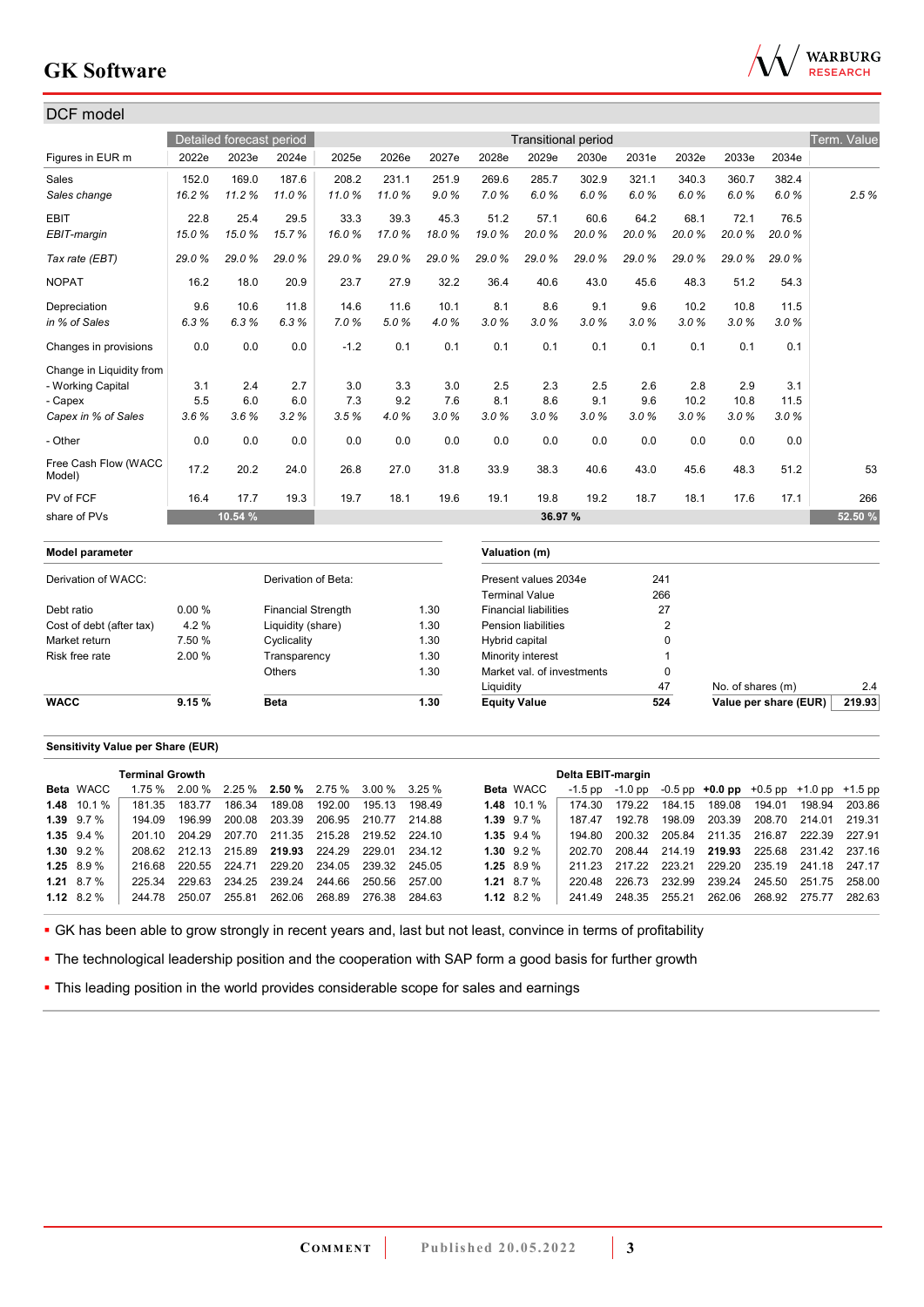## DCF model

| Figures in EUR m | Detailed forecast period | | | Transitional period | | | | | | | | | | | Term. Value |
|---|---|---|---|---|---|---|---|---|---|---|---|---|---|---|---|
| | 2022e | 2023e | 2024e | 2025e | 2026e | 2027e | 2028e | 2029e | 2030e | 2031e | 2032e | 2033e | 2034e | | |
| Sales | 152.0 | 169.0 | 187.6 | 208.2 | 231.1 | 251.9 | 269.6 | 285.7 | 302.9 | 321.1 | 340.3 | 360.7 | 382.4 | | |
| *Sales change* | *16.2 %* | *11.2 %* | *11.0 %* | *11.0 %* | *11.0 %* | *9.0 %* | *7.0 %* | *6.0 %* | *6.0 %* | *6.0 %* | *6.0 %* | *6.0 %* | *6.0 %* | | *2.5 %* |
| EBIT | 22.8 | 25.4 | 29.5 | 33.3 | 39.3 | 45.3 | 51.2 | 57.1 | 60.6 | 64.2 | 68.1 | 72.1 | 76.5 | | |
| *EBIT-margin* | *15.0 %* | *15.0 %* | *15.7 %* | *16.0 %* | *17.0 %* | *18.0 %* | *19.0 %* | *20.0 %* | *20.0 %* | *20.0 %* | *20.0 %* | *20.0 %* | *20.0 %* | | |
| *Tax rate (EBT)* | *29.0 %* | *29.0 %* | *29.0 %* | *29.0 %* | *29.0 %* | *29.0 %* | *29.0 %* | *29.0 %* | *29.0 %* | *29.0 %* | *29.0 %* | *29.0 %* | *29.0 %* | | |
| NOPAT | 16.2 | 18.0 | 20.9 | 23.7 | 27.9 | 32.2 | 36.4 | 40.6 | 43.0 | 45.6 | 48.3 | 51.2 | 54.3 | | |
| Depreciation | 9.6 | 10.6 | 11.8 | 14.6 | 11.6 | 10.1 | 8.1 | 8.6 | 9.1 | 9.6 | 10.2 | 10.8 | 11.5 | | |
| *in % of Sales* | *6.3 %* | *6.3 %* | *6.3 %* | *7.0 %* | *5.0 %* | *4.0 %* | *3.0 %* | *3.0 %* | *3.0 %* | *3.0 %* | *3.0 %* | *3.0 %* | *3.0 %* | | |
| Changes in provisions | 0.0 | 0.0 | 0.0 | -1.2 | 0.1 | 0.1 | 0.1 | 0.1 | 0.1 | 0.1 | 0.1 | 0.1 | 0.1 | | |
| Change in Liquidity from | | | | | | | | | | | | | | | |
| - Working Capital | 3.1 | 2.4 | 2.7 | 3.0 | 3.3 | 3.0 | 2.5 | 2.3 | 2.5 | 2.6 | 2.8 | 2.9 | 3.1 | | |
| - Capex | 5.5 | 6.0 | 6.0 | 7.3 | 9.2 | 7.6 | 8.1 | 8.6 | 9.1 | 9.6 | 10.2 | 10.8 | 11.5 | | |
| *Capex in % of Sales* | *3.6 %* | *3.6 %* | *3.2 %* | *3.5 %* | *4.0 %* | *3.0 %* | *3.0 %* | *3.0 %* | *3.0 %* | *3.0 %* | *3.0 %* | *3.0 %* | *3.0 %* | | |
| - Other | 0.0 | 0.0 | 0.0 | 0.0 | 0.0 | 0.0 | 0.0 | 0.0 | 0.0 | 0.0 | 0.0 | 0.0 | 0.0 | | |
| Free Cash Flow (WACC Model) | 17.2 | 20.2 | 24.0 | 26.8 | 27.0 | 31.8 | 33.9 | 38.3 | 40.6 | 43.0 | 45.6 | 48.3 | 51.2 | | 53 |
| PV of FCF | 16.4 | 17.7 | 19.3 | 19.7 | 18.1 | 19.6 | 19.1 | 19.8 | 19.2 | 18.7 | 18.1 | 17.6 | 17.1 | | 266 |
| share of PVs | | 10.54 % | | | | | | 36.97 % | | | | | | | 52.50 % |

| Model parameter | | | |
|---|---|---|---|
| Derivation of WACC: | | Derivation of Beta: | |
| Debt ratio | 0.00 % | Financial Strength | 1.30 |
| Cost of debt (after tax) | 4.2 % | Liquidity (share) | 1.30 |
| Market return | 7.50 % | Cyclicality | 1.30 |
| Risk free rate | 2.00 % | Transparency | 1.30 |
| | | Others | 1.30 |
| **WACC** | **9.15 %** | **Beta** | **1.30** |

| Valuation (m) | | | |
|---|---|---|---|
| Present values 2034e | 241 | | |
| Terminal Value | 266 | | |
| Financial liabilities | 27 | | |
| Pension liabilities | 2 | | |
| Hybrid capital | 0 | | |
| Minority interest | 1 | | |
| Market val. of investments | 0 | | |
| Liquidity | 47 | No. of shares (m) | 2.4 |
| **Equity Value** | **524** | **Value per share (EUR)** | **219.93** |

### Sensitivity Value per Share (EUR)

| Beta | WACC | Terminal Growth 1.75 % | 2.00 % | 2.25 % | **2.50 %** | 2.75 % | 3.00 % | 3.25 % |
|---|---|---|---|---|---|---|---|---|
| **1.48** | 10.1 % | 181.35 | 183.77 | 186.34 | 189.08 | 192.00 | 195.13 | 198.49 |
| **1.39** | 9.7 % | 194.09 | 196.99 | 200.08 | 203.39 | 206.95 | 210.77 | 214.88 |
| **1.35** | 9.4 % | 201.10 | 204.29 | 207.70 | 211.35 | 215.28 | 219.52 | 224.10 |
| **1.30** | 9.2 % | 208.62 | 212.13 | 215.89 | **219.93** | 224.29 | 229.01 | 234.12 |
| **1.25** | 8.9 % | 216.68 | 220.55 | 224.71 | 229.20 | 234.05 | 239.32 | 245.05 |
| **1.21** | 8.7 % | 225.34 | 229.63 | 234.25 | 239.24 | 244.66 | 250.56 | 257.00 |
| **1.12** | 8.2 % | 244.78 | 250.07 | 255.81 | 262.06 | 268.89 | 276.38 | 284.63 |

| Beta | WACC | Delta EBIT-margin -1.5 pp | -1.0 pp | -0.5 pp | **+0.0 pp** | +0.5 pp | +1.0 pp | +1.5 pp |
|---|---|---|---|---|---|---|---|---|
| **1.48** | 10.1 % | 174.30 | 179.22 | 184.15 | 189.08 | 194.01 | 198.94 | 203.86 |
| **1.39** | 9.7 % | 187.47 | 192.78 | 198.09 | 203.39 | 208.70 | 214.01 | 219.31 |
| **1.35** | 9.4 % | 194.80 | 200.32 | 205.84 | 211.35 | 216.87 | 222.39 | 227.91 |
| **1.30** | 9.2 % | 202.70 | 208.44 | 214.19 | **219.93** | 225.68 | 231.42 | 237.16 |
| **1.25** | 8.9 % | 211.23 | 217.22 | 223.21 | 229.20 | 235.19 | 241.18 | 247.17 |
| **1.21** | 8.7 % | 220.48 | 226.73 | 232.99 | 239.24 | 245.50 | 251.75 | 258.00 |
| **1.12** | 8.2 % | 241.49 | 248.35 | 255.21 | 262.06 | 268.92 | 275.77 | 282.63 |

- GK has been able to grow strongly in recent years and, last but not least, convince in terms of profitability
- The technological leadership position and the cooperation with SAP form a good basis for further growth
- This leading position in the world provides considerable scope for sales and earnings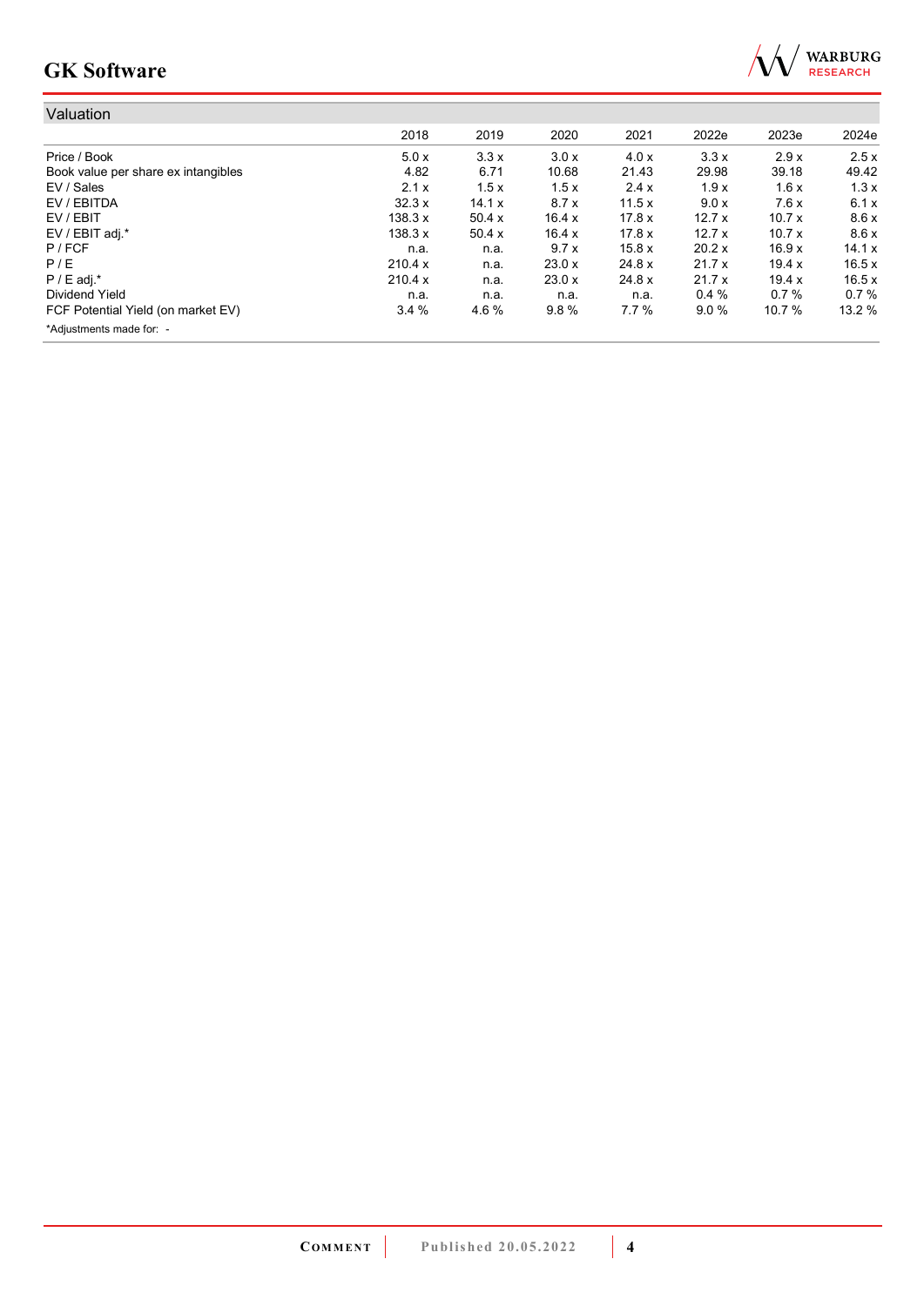## Valuation

| | 2018 | 2019 | 2020 | 2021 | 2022e | 2023e | 2024e |
|---|---|---|---|---|---|---|---|
| Price / Book | 5.0 x | 3.3 x | 3.0 x | 4.0 x | 3.3 x | 2.9 x | 2.5 x |
| Book value per share ex intangibles | 4.82 | 6.71 | 10.68 | 21.43 | 29.98 | 39.18 | 49.42 |
| EV / Sales | 2.1 x | 1.5 x | 1.5 x | 2.4 x | 1.9 x | 1.6 x | 1.3 x |
| EV / EBITDA | 32.3 x | 14.1 x | 8.7 x | 11.5 x | 9.0 x | 7.6 x | 6.1 x |
| EV / EBIT | 138.3 x | 50.4 x | 16.4 x | 17.8 x | 12.7 x | 10.7 x | 8.6 x |
| EV / EBIT adj.* | 138.3 x | 50.4 x | 16.4 x | 17.8 x | 12.7 x | 10.7 x | 8.6 x |
| P / FCF | n.a. | n.a. | 9.7 x | 15.8 x | 20.2 x | 16.9 x | 14.1 x |
| P / E | 210.4 x | n.a. | 23.0 x | 24.8 x | 21.7 x | 19.4 x | 16.5 x |
| P / E adj.* | 210.4 x | n.a. | 23.0 x | 24.8 x | 21.7 x | 19.4 x | 16.5 x |
| Dividend Yield | n.a. | n.a. | n.a. | n.a. | 0.4 % | 0.7 % | 0.7 % |
| FCF Potential Yield (on market EV) | 3.4 % | 4.6 % | 9.8 % | 7.7 % | 9.0 % | 10.7 % | 13.2 % |

*Adjustments made for: -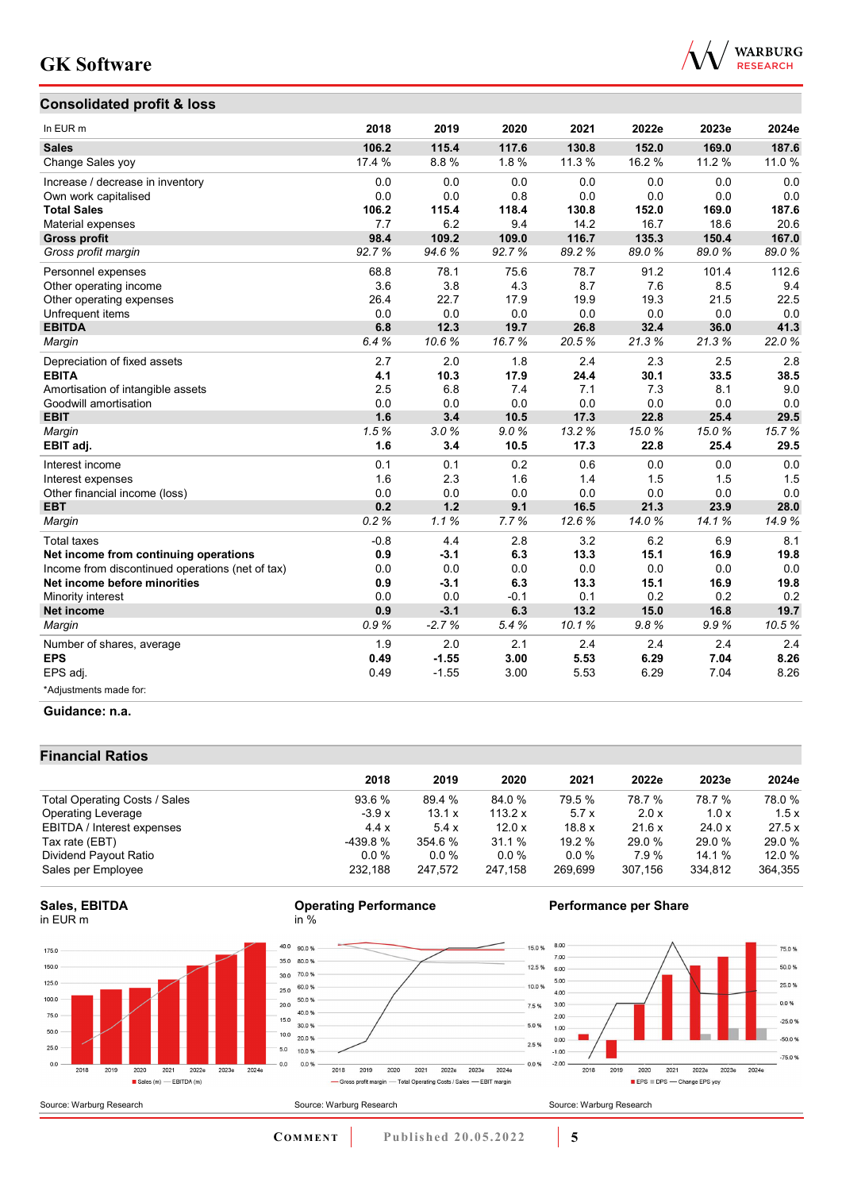## Consolidated profit & loss

| In EUR m | 2018 | 2019 | 2020 | 2021 | 2022e | 2023e | 2024e |
|---|---|---|---|---|---|---|---|
| **Sales** | **106.2** | **115.4** | **117.6** | **130.8** | **152.0** | **169.0** | **187.6** |
| Change Sales yoy | 17.4 % | 8.8 % | 1.8 % | 11.3 % | 16.2 % | 11.2 % | 11.0 % |
| Increase / decrease in inventory | 0.0 | 0.0 | 0.0 | 0.0 | 0.0 | 0.0 | 0.0 |
| Own work capitalised | 0.0 | 0.0 | 0.8 | 0.0 | 0.0 | 0.0 | 0.0 |
| **Total Sales** | **106.2** | **115.4** | **118.4** | **130.8** | **152.0** | **169.0** | **187.6** |
| Material expenses | 7.7 | 6.2 | 9.4 | 14.2 | 16.7 | 18.6 | 20.6 |
| **Gross profit** | **98.4** | **109.2** | **109.0** | **116.7** | **135.3** | **150.4** | **167.0** |
| *Gross profit margin* | *92.7 %* | *94.6 %* | *92.7 %* | *89.2 %* | *89.0 %* | *89.0 %* | *89.0 %* |
| Personnel expenses | 68.8 | 78.1 | 75.6 | 78.7 | 91.2 | 101.4 | 112.6 |
| Other operating income | 3.6 | 3.8 | 4.3 | 8.7 | 7.6 | 8.5 | 9.4 |
| Other operating expenses | 26.4 | 22.7 | 17.9 | 19.9 | 19.3 | 21.5 | 22.5 |
| Unfrequent items | 0.0 | 0.0 | 0.0 | 0.0 | 0.0 | 0.0 | 0.0 |
| **EBITDA** | **6.8** | **12.3** | **19.7** | **26.8** | **32.4** | **36.0** | **41.3** |
| *Margin* | *6.4 %* | *10.6 %* | *16.7 %* | *20.5 %* | *21.3 %* | *21.3 %* | *22.0 %* |
| Depreciation of fixed assets | 2.7 | 2.0 | 1.8 | 2.4 | 2.3 | 2.5 | 2.8 |
| **EBITA** | **4.1** | **10.3** | **17.9** | **24.4** | **30.1** | **33.5** | **38.5** |
| Amortisation of intangible assets | 2.5 | 6.8 | 7.4 | 7.1 | 7.3 | 8.1 | 9.0 |
| Goodwill amortisation | 0.0 | 0.0 | 0.0 | 0.0 | 0.0 | 0.0 | 0.0 |
| **EBIT** | **1.6** | **3.4** | **10.5** | **17.3** | **22.8** | **25.4** | **29.5** |
| *Margin* | *1.5 %* | *3.0 %* | *9.0 %* | *13.2 %* | *15.0 %* | *15.0 %* | *15.7 %* |
| **EBIT adj.** | **1.6** | **3.4** | **10.5** | **17.3** | **22.8** | **25.4** | **29.5** |
| Interest income | 0.1 | 0.1 | 0.2 | 0.6 | 0.0 | 0.0 | 0.0 |
| Interest expenses | 1.6 | 2.3 | 1.6 | 1.4 | 1.5 | 1.5 | 1.5 |
| Other financial income (loss) | 0.0 | 0.0 | 0.0 | 0.0 | 0.0 | 0.0 | 0.0 |
| **EBT** | **0.2** | **1.2** | **9.1** | **16.5** | **21.3** | **23.9** | **28.0** |
| *Margin* | *0.2 %* | *1.1 %* | *7.7 %* | *12.6 %* | *14.0 %* | *14.1 %* | *14.9 %* |
| Total taxes | -0.8 | 4.4 | 2.8 | 3.2 | 6.2 | 6.9 | 8.1 |
| **Net income from continuing operations** | **0.9** | **-3.1** | **6.3** | **13.3** | **15.1** | **16.9** | **19.8** |
| Income from discontinued operations (net of tax) | 0.0 | 0.0 | 0.0 | 0.0 | 0.0 | 0.0 | 0.0 |
| **Net income before minorities** | **0.9** | **-3.1** | **6.3** | **13.3** | **15.1** | **16.9** | **19.8** |
| Minority interest | 0.0 | 0.0 | -0.1 | 0.1 | 0.2 | 0.2 | 0.2 |
| **Net income** | **0.9** | **-3.1** | **6.3** | **13.2** | **15.0** | **16.8** | **19.7** |
| *Margin* | *0.9 %* | *-2.7 %* | *5.4 %* | *10.1 %* | *9.8 %* | *9.9 %* | *10.5 %* |
| Number of shares, average | 1.9 | 2.0 | 2.1 | 2.4 | 2.4 | 2.4 | 2.4 |
| **EPS** | **0.49** | **-1.55** | **3.00** | **5.53** | **6.29** | **7.04** | **8.26** |
| EPS adj. | 0.49 | -1.55 | 3.00 | 5.53 | 6.29 | 7.04 | 8.26 |

*Adjustments made for:

**Guidance: n.a.**

## Financial Ratios

| | 2018 | 2019 | 2020 | 2021 | 2022e | 2023e | 2024e |
|---|---|---|---|---|---|---|---|
| Total Operating Costs / Sales | 93.6 % | 89.4 % | 84.0 % | 79.5 % | 78.7 % | 78.7 % | 78.0 % |
| Operating Leverage | -3.9 x | 13.1 x | 113.2 x | 5.7 x | 2.0 x | 1.0 x | 1.5 x |
| EBITDA / Interest expenses | 4.4 x | 5.4 x | 12.0 x | 18.8 x | 21.6 x | 24.0 x | 27.5 x |
| Tax rate (EBT) | -439.8 % | 354.6 % | 31.1 % | 19.2 % | 29.0 % | 29.0 % | 29.0 % |
| Dividend Payout Ratio | 0.0 % | 0.0 % | 0.0 % | 0.0 % | 7.9 % | 14.1 % | 12.0 % |
| Sales per Employee | 232,188 | 247,572 | 247,158 | 269,699 | 307,156 | 334,812 | 364,355 |

**Sales, EBITDA**
in EUR m

Source: Warburg Research

**Operating Performance**
in %

Source: Warburg Research

**Performance per Share**

Source: Warburg Research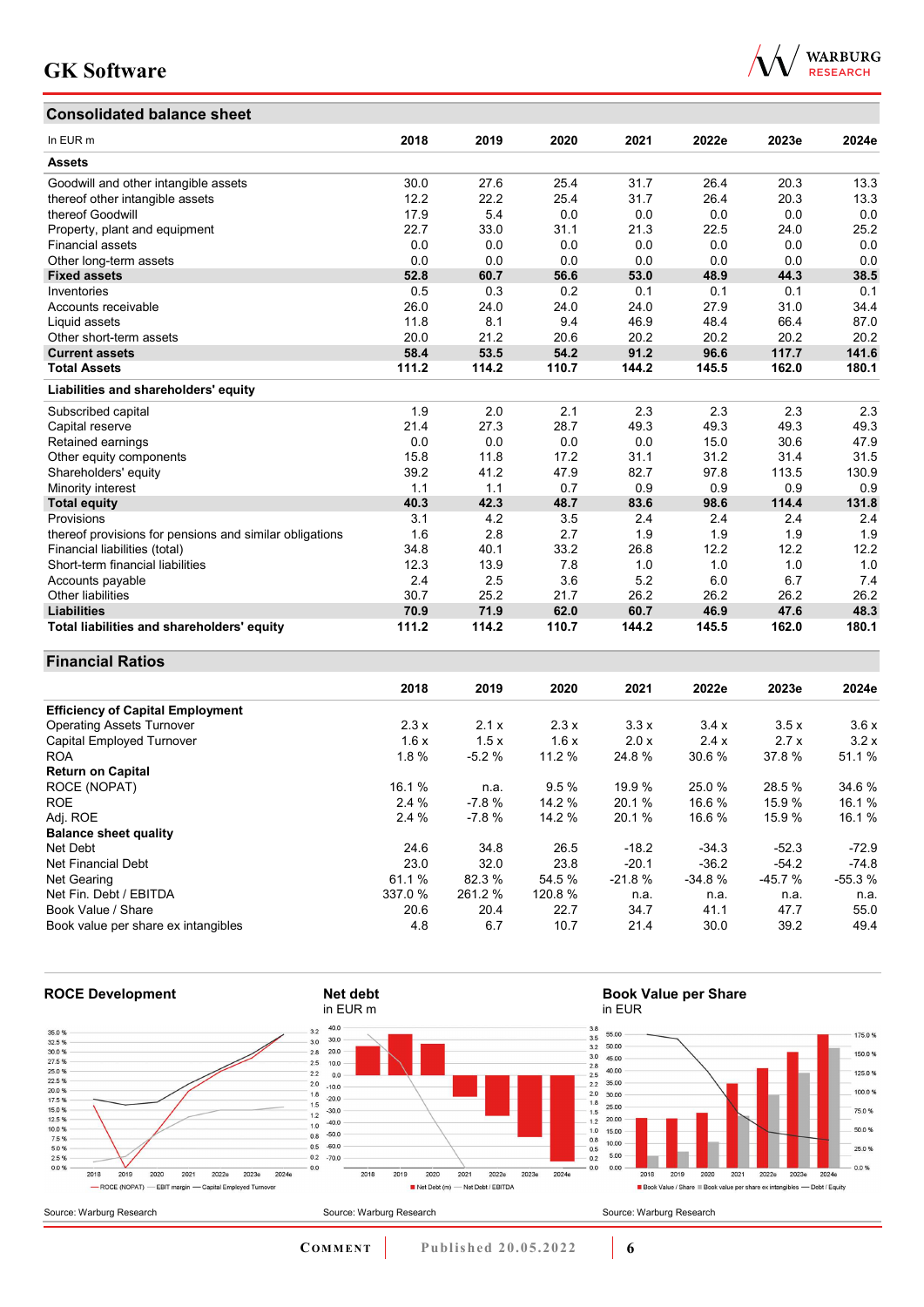## Consolidated balance sheet

| In EUR m | 2018 | 2019 | 2020 | 2021 | 2022e | 2023e | 2024e |
|---|---|---|---|---|---|---|---|
| **Assets** | | | | | | | |
| Goodwill and other intangible assets | 30.0 | 27.6 | 25.4 | 31.7 | 26.4 | 20.3 | 13.3 |
| thereof other intangible assets | 12.2 | 22.2 | 25.4 | 31.7 | 26.4 | 20.3 | 13.3 |
| thereof Goodwill | 17.9 | 5.4 | 0.0 | 0.0 | 0.0 | 0.0 | 0.0 |
| Property, plant and equipment | 22.7 | 33.0 | 31.1 | 21.3 | 22.5 | 24.0 | 25.2 |
| Financial assets | 0.0 | 0.0 | 0.0 | 0.0 | 0.0 | 0.0 | 0.0 |
| Other long-term assets | 0.0 | 0.0 | 0.0 | 0.0 | 0.0 | 0.0 | 0.0 |
| **Fixed assets** | **52.8** | **60.7** | **56.6** | **53.0** | **48.9** | **44.3** | **38.5** |
| Inventories | 0.5 | 0.3 | 0.2 | 0.1 | 0.1 | 0.1 | 0.1 |
| Accounts receivable | 26.0 | 24.0 | 24.0 | 24.0 | 27.9 | 31.0 | 34.4 |
| Liquid assets | 11.8 | 8.1 | 9.4 | 46.9 | 48.4 | 66.4 | 87.0 |
| Other short-term assets | 20.0 | 21.2 | 20.6 | 20.2 | 20.2 | 20.2 | 20.2 |
| **Current assets** | **58.4** | **53.5** | **54.2** | **91.2** | **96.6** | **117.7** | **141.6** |
| **Total Assets** | **111.2** | **114.2** | **110.7** | **144.2** | **145.5** | **162.0** | **180.1** |
| **Liabilities and shareholders' equity** | | | | | | | |
| Subscribed capital | 1.9 | 2.0 | 2.1 | 2.3 | 2.3 | 2.3 | 2.3 |
| Capital reserve | 21.4 | 27.3 | 28.7 | 49.3 | 49.3 | 49.3 | 49.3 |
| Retained earnings | 0.0 | 0.0 | 0.0 | 0.0 | 15.0 | 30.6 | 47.9 |
| Other equity components | 15.8 | 11.8 | 17.2 | 31.1 | 31.2 | 31.4 | 31.5 |
| Shareholders' equity | 39.2 | 41.2 | 47.9 | 82.7 | 97.8 | 113.5 | 130.9 |
| Minority interest | 1.1 | 1.1 | 0.7 | 0.9 | 0.9 | 0.9 | 0.9 |
| **Total equity** | **40.3** | **42.3** | **48.7** | **83.6** | **98.6** | **114.4** | **131.8** |
| Provisions | 3.1 | 4.2 | 3.5 | 2.4 | 2.4 | 2.4 | 2.4 |
| thereof provisions for pensions and similar obligations | 1.6 | 2.8 | 2.7 | 1.9 | 1.9 | 1.9 | 1.9 |
| Financial liabilities (total) | 34.8 | 40.1 | 33.2 | 26.8 | 12.2 | 12.2 | 12.2 |
| Short-term financial liabilities | 12.3 | 13.9 | 7.8 | 1.0 | 1.0 | 1.0 | 1.0 |
| Accounts payable | 2.4 | 2.5 | 3.6 | 5.2 | 6.0 | 6.7 | 7.4 |
| Other liabilities | 30.7 | 25.2 | 21.7 | 26.2 | 26.2 | 26.2 | 26.2 |
| **Liabilities** | **70.9** | **71.9** | **62.0** | **60.7** | **46.9** | **47.6** | **48.3** |
| **Total liabilities and shareholders' equity** | **111.2** | **114.2** | **110.7** | **144.2** | **145.5** | **162.0** | **180.1** |

## Financial Ratios

| | 2018 | 2019 | 2020 | 2021 | 2022e | 2023e | 2024e |
|---|---|---|---|---|---|---|---|
| **Efficiency of Capital Employment** | | | | | | | |
| Operating Assets Turnover | 2.3 x | 2.1 x | 2.3 x | 3.3 x | 3.4 x | 3.5 x | 3.6 x |
| Capital Employed Turnover | 1.6 x | 1.5 x | 1.6 x | 2.0 x | 2.4 x | 2.7 x | 3.2 x |
| ROA | 1.8 % | -5.2 % | 11.2 % | 24.8 % | 30.6 % | 37.8 % | 51.1 % |
| **Return on Capital** | | | | | | | |
| ROCE (NOPAT) | 16.1 % | n.a. | 9.5 % | 19.9 % | 25.0 % | 28.5 % | 34.6 % |
| ROE | 2.4 % | -7.8 % | 14.2 % | 20.1 % | 16.6 % | 15.9 % | 16.1 % |
| Adj. ROE | 2.4 % | -7.8 % | 14.2 % | 20.1 % | 16.6 % | 15.9 % | 16.1 % |
| **Balance sheet quality** | | | | | | | |
| Net Debt | 24.6 | 34.8 | 26.5 | -18.2 | -34.3 | -52.3 | -72.9 |
| Net Financial Debt | 23.0 | 32.0 | 23.8 | -20.1 | -36.2 | -54.2 | -74.8 |
| Net Gearing | 61.1 % | 82.3 % | 54.5 % | -21.8 % | -34.8 % | -45.7 % | -55.3 % |
| Net Fin. Debt / EBITDA | 337.0 % | 261.2 % | 120.8 % | n.a. | n.a. | n.a. | n.a. |
| Book Value / Share | 20.6 | 20.4 | 22.7 | 34.7 | 41.1 | 47.7 | 55.0 |
| Book value per share ex intangibles | 4.8 | 6.7 | 10.7 | 21.4 | 30.0 | 39.2 | 49.4 |

### ROCE Development

Source: Warburg Research

### Net debt

in EUR m

Source: Warburg Research

### Book Value per Share

in EUR

Source: Warburg Research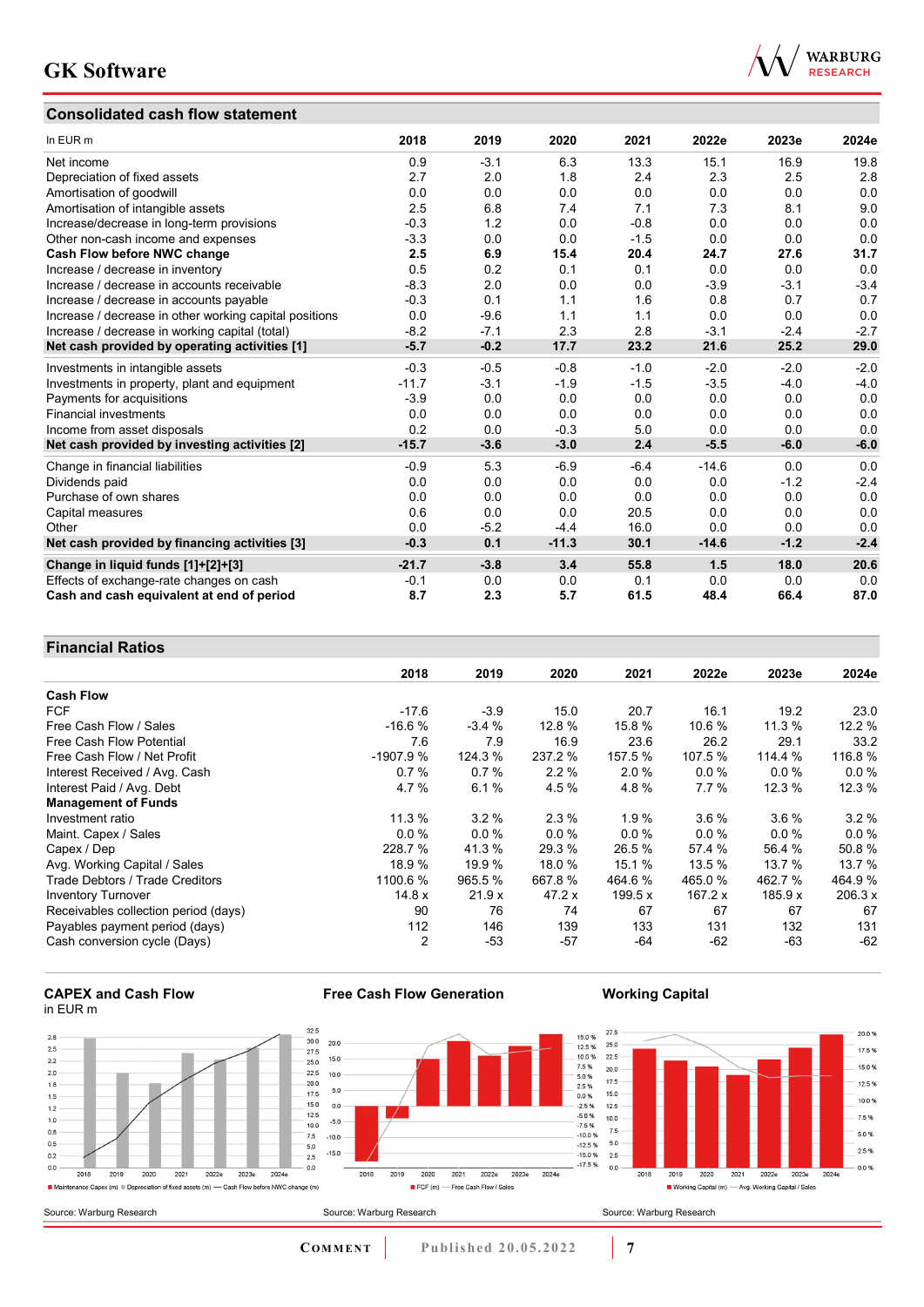## Consolidated cash flow statement

| In EUR m | 2018 | 2019 | 2020 | 2021 | 2022e | 2023e | 2024e |
|---|---|---|---|---|---|---|---|
| Net income | 0.9 | -3.1 | 6.3 | 13.3 | 15.1 | 16.9 | 19.8 |
| Depreciation of fixed assets | 2.7 | 2.0 | 1.8 | 2.4 | 2.3 | 2.5 | 2.8 |
| Amortisation of goodwill | 0.0 | 0.0 | 0.0 | 0.0 | 0.0 | 0.0 | 0.0 |
| Amortisation of intangible assets | 2.5 | 6.8 | 7.4 | 7.1 | 7.3 | 8.1 | 9.0 |
| Increase/decrease in long-term provisions | -0.3 | 1.2 | 0.0 | -0.8 | 0.0 | 0.0 | 0.0 |
| Other non-cash income and expenses | -3.3 | 0.0 | 0.0 | -1.5 | 0.0 | 0.0 | 0.0 |
| **Cash Flow before NWC change** | **2.5** | **6.9** | **15.4** | **20.4** | **24.7** | **27.6** | **31.7** |
| Increase / decrease in inventory | 0.5 | 0.2 | 0.1 | 0.1 | 0.0 | 0.0 | 0.0 |
| Increase / decrease in accounts receivable | -8.3 | 2.0 | 0.0 | 0.0 | -3.9 | -3.1 | -3.4 |
| Increase / decrease in accounts payable | -0.3 | 0.1 | 1.1 | 1.6 | 0.8 | 0.7 | 0.7 |
| Increase / decrease in other working capital positions | 0.0 | -9.6 | 1.1 | 1.1 | 0.0 | 0.0 | 0.0 |
| Increase / decrease in working capital (total) | -8.2 | -7.1 | 2.3 | 2.8 | -3.1 | -2.4 | -2.7 |
| **Net cash provided by operating activities [1]** | **-5.7** | **-0.2** | **17.7** | **23.2** | **21.6** | **25.2** | **29.0** |
| Investments in intangible assets | -0.3 | -0.5 | -0.8 | -1.0 | -2.0 | -2.0 | -2.0 |
| Investments in property, plant and equipment | -11.7 | -3.1 | -1.9 | -1.5 | -3.5 | -4.0 | -4.0 |
| Payments for acquisitions | -3.9 | 0.0 | 0.0 | 0.0 | 0.0 | 0.0 | 0.0 |
| Financial investments | 0.0 | 0.0 | 0.0 | 0.0 | 0.0 | 0.0 | 0.0 |
| Income from asset disposals | 0.2 | 0.0 | -0.3 | 5.0 | 0.0 | 0.0 | 0.0 |
| **Net cash provided by investing activities [2]** | **-15.7** | **-3.6** | **-3.0** | **2.4** | **-5.5** | **-6.0** | **-6.0** |
| Change in financial liabilities | -0.9 | 5.3 | -6.9 | -6.4 | -14.6 | 0.0 | 0.0 |
| Dividends paid | 0.0 | 0.0 | 0.0 | 0.0 | 0.0 | -1.2 | -2.4 |
| Purchase of own shares | 0.0 | 0.0 | 0.0 | 0.0 | 0.0 | 0.0 | 0.0 |
| Capital measures | 0.6 | 0.0 | 0.0 | 20.5 | 0.0 | 0.0 | 0.0 |
| Other | 0.0 | -5.2 | -4.4 | 16.0 | 0.0 | 0.0 | 0.0 |
| **Net cash provided by financing activities [3]** | **-0.3** | **0.1** | **-11.3** | **30.1** | **-14.6** | **-1.2** | **-2.4** |
| **Change in liquid funds [1]+[2]+[3]** | **-21.7** | **-3.8** | **3.4** | **55.8** | **1.5** | **18.0** | **20.6** |
| Effects of exchange-rate changes on cash | -0.1 | 0.0 | 0.0 | 0.1 | 0.0 | 0.0 | 0.0 |
| **Cash and cash equivalent at end of period** | **8.7** | **2.3** | **5.7** | **61.5** | **48.4** | **66.4** | **87.0** |

## Financial Ratios

| | 2018 | 2019 | 2020 | 2021 | 2022e | 2023e | 2024e |
|---|---|---|---|---|---|---|---|
| **Cash Flow** | | | | | | | |
| FCF | -17.6 | -3.9 | 15.0 | 20.7 | 16.1 | 19.2 | 23.0 |
| Free Cash Flow / Sales | -16.6 % | -3.4 % | 12.8 % | 15.8 % | 10.6 % | 11.3 % | 12.2 % |
| Free Cash Flow Potential | 7.6 | 7.9 | 16.9 | 23.6 | 26.2 | 29.1 | 33.2 |
| Free Cash Flow / Net Profit | -1907.9 % | 124.3 % | 237.2 % | 157.5 % | 107.5 % | 114.4 % | 116.8 % |
| Interest Received / Avg. Cash | 0.7 % | 0.7 % | 2.2 % | 2.0 % | 0.0 % | 0.0 % | 0.0 % |
| Interest Paid / Avg. Debt | 4.7 % | 6.1 % | 4.5 % | 4.8 % | 7.7 % | 12.3 % | 12.3 % |
| **Management of Funds** | | | | | | | |
| Investment ratio | 11.3 % | 3.2 % | 2.3 % | 1.9 % | 3.6 % | 3.6 % | 3.2 % |
| Maint. Capex / Sales | 0.0 % | 0.0 % | 0.0 % | 0.0 % | 0.0 % | 0.0 % | 0.0 % |
| Capex / Dep | 228.7 % | 41.3 % | 29.3 % | 26.5 % | 57.4 % | 56.4 % | 50.8 % |
| Avg. Working Capital / Sales | 18.9 % | 19.9 % | 18.0 % | 15.1 % | 13.5 % | 13.7 % | 13.7 % |
| Trade Debtors / Trade Creditors | 1100.6 % | 965.5 % | 667.8 % | 464.6 % | 465.0 % | 462.7 % | 464.9 % |
| Inventory Turnover | 14.8 x | 21.9 x | 47.2 x | 199.5 x | 167.2 x | 185.9 x | 206.3 x |
| Receivables collection period (days) | 90 | 76 | 74 | 67 | 67 | 67 | 67 |
| Payables payment period (days) | 112 | 146 | 139 | 133 | 131 | 132 | 131 |
| Cash conversion cycle (Days) | 2 | -53 | -57 | -64 | -62 | -63 | -62 |

### CAPEX and Cash Flow
in EUR m

Maintenance Capex (m) · Depreciation of fixed assets (m) · Cash Flow before NWC change (m)

Source: Warburg Research

### Free Cash Flow Generation

FCF (m) · Free Cash Flow / Sales

Source: Warburg Research

### Working Capital

Working Capital (m) · Avg. Working Capital / Sales

Source: Warburg Research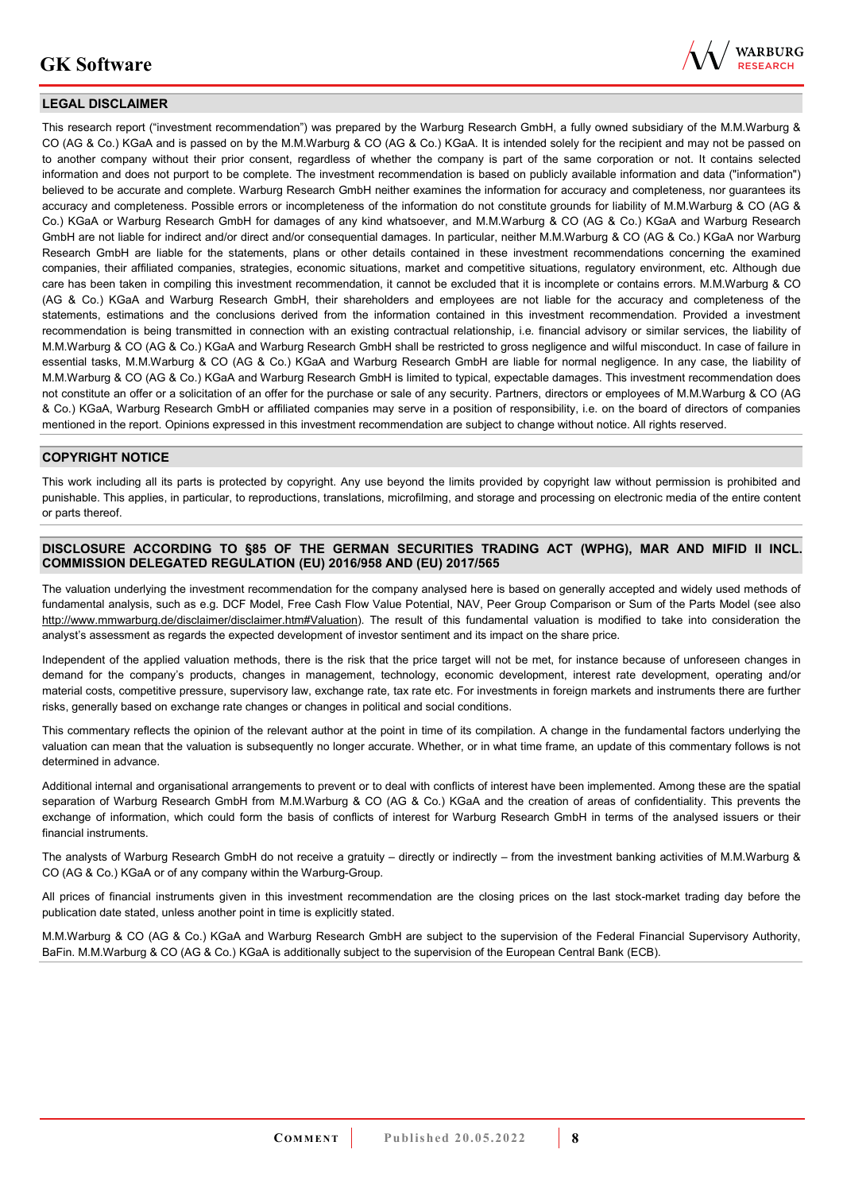## LEGAL DISCLAIMER

This research report ("investment recommendation") was prepared by the Warburg Research GmbH, a fully owned subsidiary of the M.M.Warburg & CO (AG & Co.) KGaA and is passed on by the M.M.Warburg & CO (AG & Co.) KGaA. It is intended solely for the recipient and may not be passed on to another company without their prior consent, regardless of whether the company is part of the same corporation or not. It contains selected information and does not purport to be complete. The investment recommendation is based on publicly available information and data ("information") believed to be accurate and complete. Warburg Research GmbH neither examines the information for accuracy and completeness, nor guarantees its accuracy and completeness. Possible errors or incompleteness of the information do not constitute grounds for liability of M.M.Warburg & CO (AG & Co.) KGaA or Warburg Research GmbH for damages of any kind whatsoever, and M.M.Warburg & CO (AG & Co.) KGaA and Warburg Research GmbH are not liable for indirect and/or direct and/or consequential damages. In particular, neither M.M.Warburg & CO (AG & Co.) KGaA nor Warburg Research GmbH are liable for the statements, plans or other details contained in these investment recommendations concerning the examined companies, their affiliated companies, strategies, economic situations, market and competitive situations, regulatory environment, etc. Although due care has been taken in compiling this investment recommendation, it cannot be excluded that it is incomplete or contains errors. M.M.Warburg & CO (AG & Co.) KGaA and Warburg Research GmbH, their shareholders and employees are not liable for the accuracy and completeness of the statements, estimations and the conclusions derived from the information contained in this investment recommendation. Provided a investment recommendation is being transmitted in connection with an existing contractual relationship, i.e. financial advisory or similar services, the liability of M.M.Warburg & CO (AG & Co.) KGaA and Warburg Research GmbH shall be restricted to gross negligence and wilful misconduct. In case of failure in essential tasks, M.M.Warburg & CO (AG & Co.) KGaA and Warburg Research GmbH are liable for normal negligence. In any case, the liability of M.M.Warburg & CO (AG & Co.) KGaA and Warburg Research GmbH is limited to typical, expectable damages. This investment recommendation does not constitute an offer or a solicitation of an offer for the purchase or sale of any security. Partners, directors or employees of M.M.Warburg & CO (AG & Co.) KGaA, Warburg Research GmbH or affiliated companies may serve in a position of responsibility, i.e. on the board of directors of companies mentioned in the report. Opinions expressed in this investment recommendation are subject to change without notice. All rights reserved.

## COPYRIGHT NOTICE

This work including all its parts is protected by copyright. Any use beyond the limits provided by copyright law without permission is prohibited and punishable. This applies, in particular, to reproductions, translations, microfilming, and storage and processing on electronic media of the entire content or parts thereof.

## DISCLOSURE ACCORDING TO §85 OF THE GERMAN SECURITIES TRADING ACT (WPHG), MAR AND MIFID II INCL. COMMISSION DELEGATED REGULATION (EU) 2016/958 AND (EU) 2017/565

The valuation underlying the investment recommendation for the company analysed here is based on generally accepted and widely used methods of fundamental analysis, such as e.g. DCF Model, Free Cash Flow Value Potential, NAV, Peer Group Comparison or Sum of the Parts Model (see also http://www.mmwarburg.de/disclaimer/disclaimer.htm#Valuation). The result of this fundamental valuation is modified to take into consideration the analyst's assessment as regards the expected development of investor sentiment and its impact on the share price.

Independent of the applied valuation methods, there is the risk that the price target will not be met, for instance because of unforeseen changes in demand for the company's products, changes in management, technology, economic development, interest rate development, operating and/or material costs, competitive pressure, supervisory law, exchange rate, tax rate etc. For investments in foreign markets and instruments there are further risks, generally based on exchange rate changes or changes in political and social conditions.

This commentary reflects the opinion of the relevant author at the point in time of its compilation. A change in the fundamental factors underlying the valuation can mean that the valuation is subsequently no longer accurate. Whether, or in what time frame, an update of this commentary follows is not determined in advance.

Additional internal and organisational arrangements to prevent or to deal with conflicts of interest have been implemented. Among these are the spatial separation of Warburg Research GmbH from M.M.Warburg & CO (AG & Co.) KGaA and the creation of areas of confidentiality. This prevents the exchange of information, which could form the basis of conflicts of interest for Warburg Research GmbH in terms of the analysed issuers or their financial instruments.

The analysts of Warburg Research GmbH do not receive a gratuity – directly or indirectly – from the investment banking activities of M.M.Warburg & CO (AG & Co.) KGaA or of any company within the Warburg-Group.

All prices of financial instruments given in this investment recommendation are the closing prices on the last stock-market trading day before the publication date stated, unless another point in time is explicitly stated.

M.M.Warburg & CO (AG & Co.) KGaA and Warburg Research GmbH are subject to the supervision of the Federal Financial Supervisory Authority, BaFin. M.M.Warburg & CO (AG & Co.) KGaA is additionally subject to the supervision of the European Central Bank (ECB).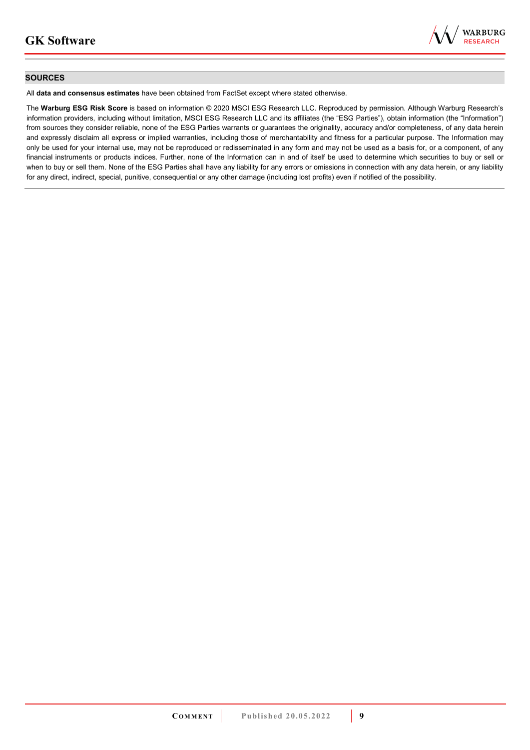## SOURCES

All **data and consensus estimates** have been obtained from FactSet except where stated otherwise.

The **Warburg ESG Risk Score** is based on information © 2020 MSCI ESG Research LLC. Reproduced by permission. Although Warburg Research's information providers, including without limitation, MSCI ESG Research LLC and its affiliates (the "ESG Parties"), obtain information (the "Information") from sources they consider reliable, none of the ESG Parties warrants or guarantees the originality, accuracy and/or completeness, of any data herein and expressly disclaim all express or implied warranties, including those of merchantability and fitness for a particular purpose. The Information may only be used for your internal use, may not be reproduced or redisseminated in any form and may not be used as a basis for, or a component, of any financial instruments or products indices. Further, none of the Information can in and of itself be used to determine which securities to buy or sell or when to buy or sell them. None of the ESG Parties shall have any liability for any errors or omissions in connection with any data herein, or any liability for any direct, indirect, special, punitive, consequential or any other damage (including lost profits) even if notified of the possibility.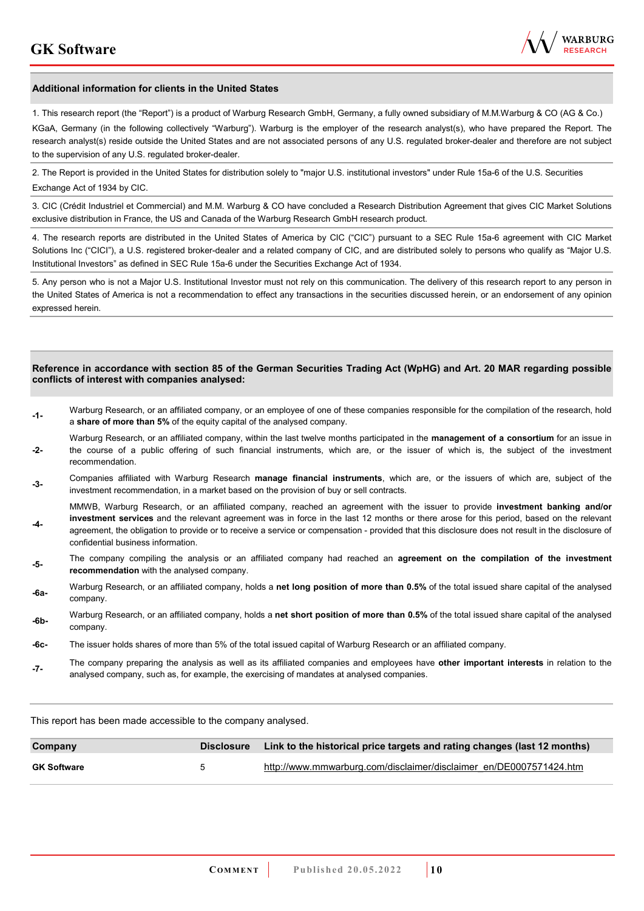## Additional information for clients in the United States

1. This research report (the "Report") is a product of Warburg Research GmbH, Germany, a fully owned subsidiary of M.M.Warburg & CO (AG & Co.) KGaA, Germany (in the following collectively "Warburg"). Warburg is the employer of the research analyst(s), who have prepared the Report. The research analyst(s) reside outside the United States and are not associated persons of any U.S. regulated broker-dealer and therefore are not subject to the supervision of any U.S. regulated broker-dealer.

2. The Report is provided in the United States for distribution solely to "major U.S. institutional investors" under Rule 15a-6 of the U.S. Securities Exchange Act of 1934 by CIC.

3. CIC (Crédit Industriel et Commercial) and M.M. Warburg & CO have concluded a Research Distribution Agreement that gives CIC Market Solutions exclusive distribution in France, the US and Canada of the Warburg Research GmbH research product.

4. The research reports are distributed in the United States of America by CIC ("CIC") pursuant to a SEC Rule 15a-6 agreement with CIC Market Solutions Inc ("CICI"), a U.S. registered broker-dealer and a related company of CIC, and are distributed solely to persons who qualify as "Major U.S. Institutional Investors" as defined in SEC Rule 15a-6 under the Securities Exchange Act of 1934.

5. Any person who is not a Major U.S. Institutional Investor must not rely on this communication. The delivery of this research report to any person in the United States of America is not a recommendation to effect any transactions in the securities discussed herein, or an endorsement of any opinion expressed herein.

## Reference in accordance with section 85 of the German Securities Trading Act (WpHG) and Art. 20 MAR regarding possible conflicts of interest with companies analysed:

- **-1-** Warburg Research, or an affiliated company, or an employee of one of these companies responsible for the compilation of the research, hold a **share of more than 5%** of the equity capital of the analysed company.
- **-2-** Warburg Research, or an affiliated company, within the last twelve months participated in the **management of a consortium** for an issue in the course of a public offering of such financial instruments, which are, or the issuer of which is, the subject of the investment recommendation.
- **-3-** Companies affiliated with Warburg Research **manage financial instruments**, which are, or the issuers of which are, subject of the investment recommendation, in a market based on the provision of buy or sell contracts.
- **-4-** MMWB, Warburg Research, or an affiliated company, reached an agreement with the issuer to provide **investment banking and/or investment services** and the relevant agreement was in force in the last 12 months or there arose for this period, based on the relevant agreement, the obligation to provide or to receive a service or compensation - provided that this disclosure does not result in the disclosure of confidential business information.
- **-5-** The company compiling the analysis or an affiliated company had reached an **agreement on the compilation of the investment recommendation** with the analysed company.
- **-6a-** Warburg Research, or an affiliated company, holds a **net long position of more than 0.5%** of the total issued share capital of the analysed company.
- **-6b-** Warburg Research, or an affiliated company, holds a **net short position of more than 0.5%** of the total issued share capital of the analysed company.
- **-6c-** The issuer holds shares of more than 5% of the total issued capital of Warburg Research or an affiliated company.
- **-7-** The company preparing the analysis as well as its affiliated companies and employees have **other important interests** in relation to the analysed company, such as, for example, the exercising of mandates at analysed companies.

This report has been made accessible to the company analysed.

| Company | Disclosure | Link to the historical price targets and rating changes (last 12 months) |
|---|---|---|
| **GK Software** | 5 | http://www.mmwarburg.com/disclaimer/disclaimer_en/DE0007571424.htm |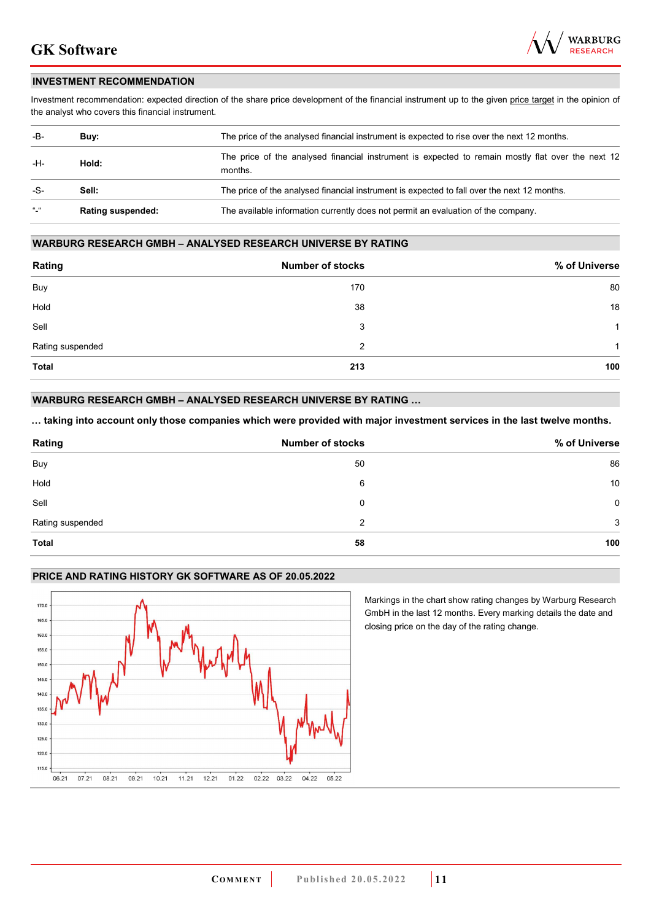## INVESTMENT RECOMMENDATION

Investment recommendation: expected direction of the share price development of the financial instrument up to the given price target in the opinion of the analyst who covers this financial instrument.

| | | |
|---|---|---|
| -B- | **Buy:** | The price of the analysed financial instrument is expected to rise over the next 12 months. |
| -H- | **Hold:** | The price of the analysed financial instrument is expected to remain mostly flat over the next 12 months. |
| -S- | **Sell:** | The price of the analysed financial instrument is expected to fall over the next 12 months. |
| "-" | **Rating suspended:** | The available information currently does not permit an evaluation of the company. |

## WARBURG RESEARCH GMBH – ANALYSED RESEARCH UNIVERSE BY RATING

| Rating | Number of stocks | % of Universe |
|---|---|---|
| Buy | 170 | 80 |
| Hold | 38 | 18 |
| Sell | 3 | 1 |
| Rating suspended | 2 | 1 |
| **Total** | **213** | **100** |

## WARBURG RESEARCH GMBH – ANALYSED RESEARCH UNIVERSE BY RATING …

**… taking into account only those companies which were provided with major investment services in the last twelve months.**

| Rating | Number of stocks | % of Universe |
|---|---|---|
| Buy | 50 | 86 |
| Hold | 6 | 10 |
| Sell | 0 | 0 |
| Rating suspended | 2 | 3 |
| **Total** | **58** | **100** |

## PRICE AND RATING HISTORY GK SOFTWARE AS OF 20.05.2022

Markings in the chart show rating changes by Warburg Research GmbH in the last 12 months. Every marking details the date and closing price on the day of the rating change.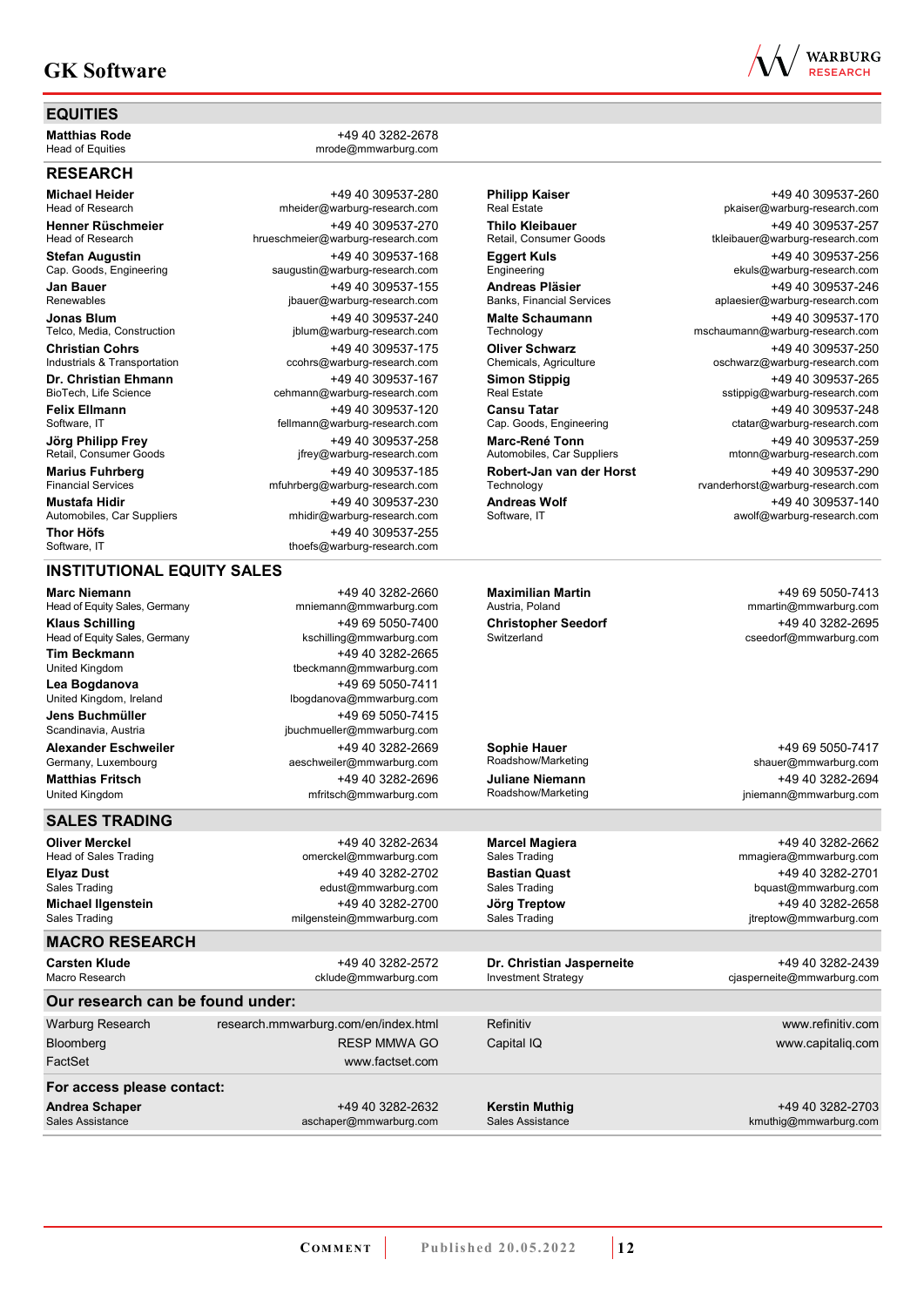## EQUITIES

**Matthias Rode** +49 40 3282-2678
Head of Equities mrode@mmwarburg.com

## RESEARCH

| | | | |
|---|---|---|---|
| **Michael Heider**<br>Head of Research | +49 40 309537-280<br>mheider@warburg-research.com | **Philipp Kaiser**<br>Real Estate | +49 40 309537-260<br>pkaiser@warburg-research.com |
| **Henner Rüschmeier**<br>Head of Research | +49 40 309537-270<br>hrueschmeier@warburg-research.com | **Thilo Kleibauer**<br>Retail, Consumer Goods | +49 40 309537-257<br>tkleibauer@warburg-research.com |
| **Stefan Augustin**<br>Cap. Goods, Engineering | +49 40 309537-168<br>saugustin@warburg-research.com | **Eggert Kuls**<br>Engineering | +49 40 309537-256<br>ekuls@warburg-research.com |
| **Jan Bauer**<br>Renewables | +49 40 309537-155<br>jbauer@warburg-research.com | **Andreas Pläsier**<br>Banks, Financial Services | +49 40 309537-246<br>aplaesier@warburg-research.com |
| **Jonas Blum**<br>Telco, Media, Construction | +49 40 309537-240<br>jblum@warburg-research.com | **Malte Schaumann**<br>Technology | +49 40 309537-170<br>mschaumann@warburg-research.com |
| **Christian Cohrs**<br>Industrials & Transportation | +49 40 309537-175<br>ccohrs@warburg-research.com | **Oliver Schwarz**<br>Chemicals, Agriculture | +49 40 309537-250<br>oschwarz@warburg-research.com |
| **Dr. Christian Ehmann**<br>BioTech, Life Science | +49 40 309537-167<br>cehmann@warburg-research.com | **Simon Stippig**<br>Real Estate | +49 40 309537-265<br>sstippig@warburg-research.com |
| **Felix Ellmann**<br>Software, IT | +49 40 309537-120<br>fellmann@warburg-research.com | **Cansu Tatar**<br>Cap. Goods, Engineering | +49 40 309537-248<br>ctatar@warburg-research.com |
| **Jörg Philipp Frey**<br>Retail, Consumer Goods | +49 40 309537-258<br>jfrey@warburg-research.com | **Marc-René Tonn**<br>Automobiles, Car Suppliers | +49 40 309537-259<br>mtonn@warburg-research.com |
| **Marius Fuhrberg**<br>Financial Services | +49 40 309537-185<br>mfuhrberg@warburg-research.com | **Robert-Jan van der Horst**<br>Technology | +49 40 309537-290<br>rvanderhorst@warburg-research.com |
| **Mustafa Hidir**<br>Automobiles, Car Suppliers | +49 40 309537-230<br>mhidir@warburg-research.com | **Andreas Wolf**<br>Software, IT | +49 40 309537-140<br>awolf@warburg-research.com |
| **Thor Höfs**<br>Software, IT | +49 40 309537-255<br>thoefs@warburg-research.com | | |

## INSTITUTIONAL EQUITY SALES

| | | | |
|---|---|---|---|
| **Marc Niemann**<br>Head of Equity Sales, Germany | +49 40 3282-2660<br>mniemann@mmwarburg.com | **Maximilian Martin**<br>Austria, Poland | +49 69 5050-7413<br>mmartin@mmwarburg.com |
| **Klaus Schilling**<br>Head of Equity Sales, Germany | +49 69 5050-7400<br>kschilling@mmwarburg.com | **Christopher Seedorf**<br>Switzerland | +49 40 3282-2695<br>cseedorf@mmwarburg.com |
| **Tim Beckmann**<br>United Kingdom | +49 40 3282-2665<br>tbeckmann@mmwarburg.com | | |
| **Lea Bogdanova**<br>United Kingdom, Ireland | +49 69 5050-7411<br>lbogdanova@mmwarburg.com | | |
| **Jens Buchmüller**<br>Scandinavia, Austria | +49 69 5050-7415<br>jbuchmueller@mmwarburg.com | | |
| **Alexander Eschweiler**<br>Germany, Luxembourg | +49 40 3282-2669<br>aeschweiler@mmwarburg.com | **Sophie Hauer**<br>Roadshow/Marketing | +49 69 5050-7417<br>shauer@mmwarburg.com |
| **Matthias Fritsch**<br>United Kingdom | +49 40 3282-2696<br>mfritsch@mmwarburg.com | **Juliane Niemann**<br>Roadshow/Marketing | +49 40 3282-2694<br>jniemann@mmwarburg.com |

## SALES TRADING

| | | | |
|---|---|---|---|
| **Oliver Merckel**<br>Head of Sales Trading | +49 40 3282-2634<br>omerckel@mmwarburg.com | **Marcel Magiera**<br>Sales Trading | +49 40 3282-2662<br>mmagiera@mmwarburg.com |
| **Elyaz Dust**<br>Sales Trading | +49 40 3282-2702<br>edust@mmwarburg.com | **Bastian Quast**<br>Sales Trading | +49 40 3282-2701<br>bquast@mmwarburg.com |
| **Michael Ilgenstein**<br>Sales Trading | +49 40 3282-2700<br>milgenstein@mmwarburg.com | **Jörg Treptow**<br>Sales Trading | +49 40 3282-2658<br>jtreptow@mmwarburg.com |

## MACRO RESEARCH

| | | | |
|---|---|---|---|
| **Carsten Klude**<br>Macro Research | +49 40 3282-2572<br>cklude@mmwarburg.com | **Dr. Christian Jasperneite**<br>Investment Strategy | +49 40 3282-2439<br>cjasperneite@mmwarburg.com |

## Our research can be found under:

| | | | |
|---|---|---|---|
| Warburg Research | research.mmwarburg.com/en/index.html | Refinitiv | www.refinitiv.com |
| Bloomberg | RESP MMWA GO | Capital IQ | www.capitaliq.com |
| FactSet | www.factset.com | | |

## For access please contact:

| | | | |
|---|---|---|---|
| **Andrea Schaper**<br>Sales Assistance | +49 40 3282-2632<br>aschaper@mmwarburg.com | **Kerstin Muthig**<br>Sales Assistance | +49 40 3282-2703<br>kmuthig@mmwarburg.com |